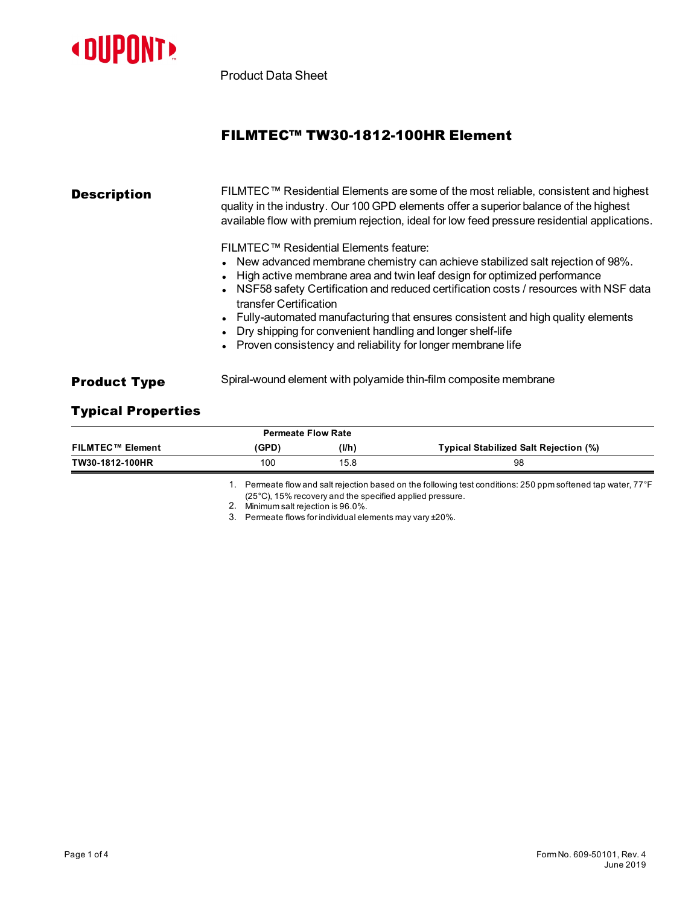DUPONT

Product Data Sheet

# FILMTEC™ TW30-1812-100HR Element

## Description

FILMTEC™ Residential Elements are some of the most reliable, consistent and highest quality in the industry. Our 100 GPD elements offer a superior balance of the highest available flow with premium rejection, ideal for low feed pressure residential applications.

FILMTEC™ Residential Elements feature:

- New advanced membrane chemistry can achieve stabilized salt rejection of 98%.
- High active membrane area and twin leaf design for optimized performance
- NSF58 safety Certification and reduced certification costs / resources with NSF data transfer Certification
- Fully-automated manufacturing that ensures consistent and high quality elements
- Dry shipping for convenient handling and longer shelf-life
- Proven consistency and reliability for longer membrane life

## Product Type

Spiral-wound element with polyamide thin-film composite membrane

## Typical Properties

| | Permeate Flow Rate | | |
|---|---|---|---|
| **FILMTEC™ Element** | **(GPD)** | **(l/h)** | **Typical Stabilized Salt Rejection (%)** |
| **TW30-1812-100HR** | 100 | 15.8 | 98 |

1. Permeate flow and salt rejection based on the following test conditions: 250 ppm softened tap water, 77°F (25°C), 15% recovery and the specified applied pressure.
2. Minimum salt rejection is 96.0%.
3. Permeate flows for individual elements may vary ±20%.

Form No. 609-50101, Rev. 4
June 2019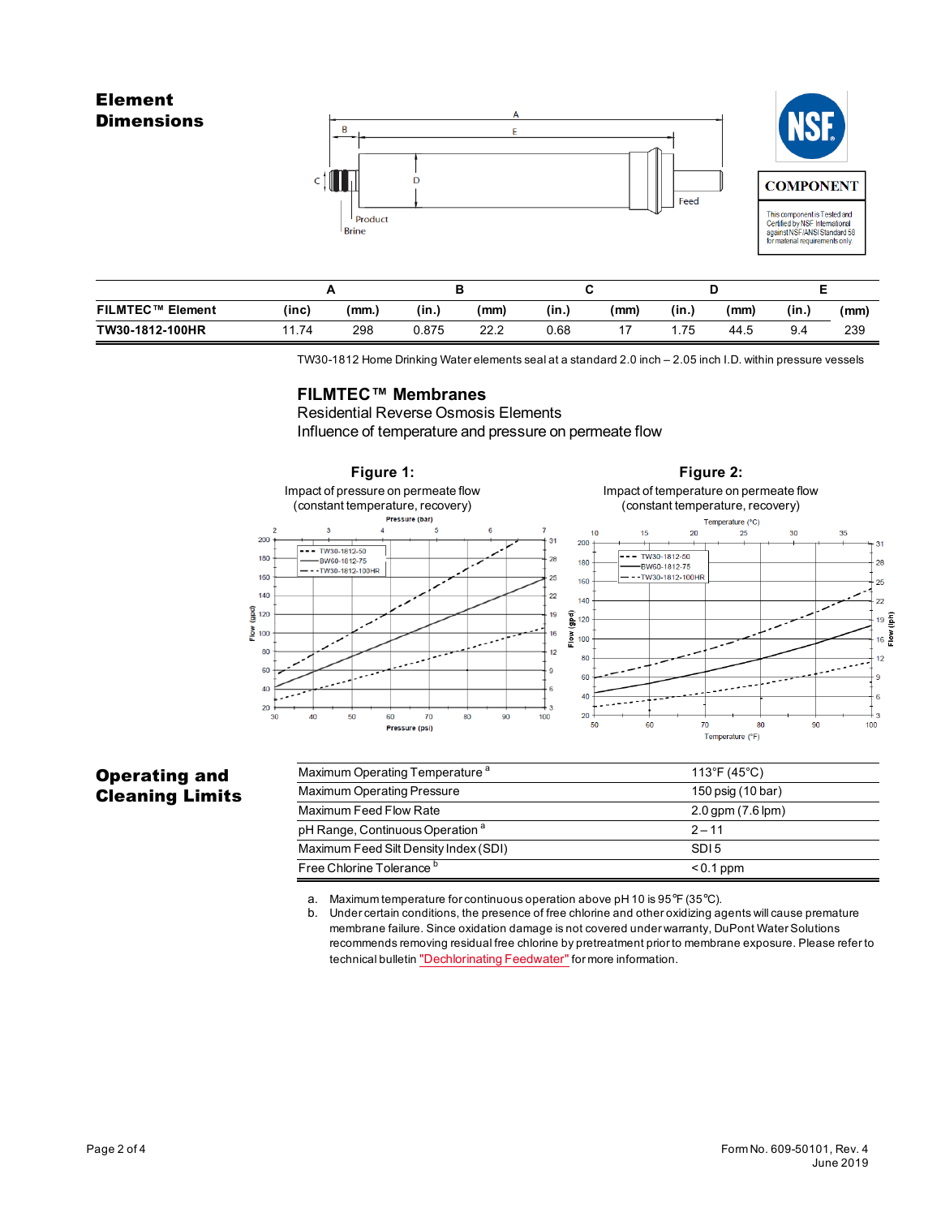## Element Dimensions

COMPONENT

This component is Tested and Certified by NSF International against NSF/ANSI Standard 58 for material requirements only.

| FILMTEC™ Element | A | | B | | C | | D | | E | |
|---|---|---|---|---|---|---|---|---|---|---|
| | (inc) | (mm.) | (in.) | (mm) | (in.) | (mm) | (in.) | (mm) | (in.) | (mm) |
| TW30-1812-100HR | 11.74 | 298 | 0.875 | 22.2 | 0.68 | 17 | 1.75 | 44.5 | 9.4 | 239 |

TW30-1812 Home Drinking Water elements seal at a standard 2.0 inch – 2.05 inch I.D. within pressure vessels

### FILMTEC™ Membranes

Residential Reverse Osmosis Elements

Influence of temperature and pressure on permeate flow

**Figure 1:**
Impact of pressure on permeate flow
(constant temperature, recovery)

**Figure 2:**
Impact of temperature on permeate flow
(constant temperature, recovery)

## Operating and Cleaning Limits

| | |
|---|---|
| Maximum Operating Temperature [a] | 113°F (45°C) |
| Maximum Operating Pressure | 150 psig (10 bar) |
| Maximum Feed Flow Rate | 2.0 gpm (7.6 lpm) |
| pH Range, Continuous Operation [a] | 2 – 11 |
| Maximum Feed Silt Density Index (SDI) | SDI 5 |
| Free Chlorine Tolerance [b] | < 0.1 ppm |

a. Maximum temperature for continuous operation above pH 10 is 95°F (35°C).

b. Under certain conditions, the presence of free chlorine and other oxidizing agents will cause premature membrane failure. Since oxidation damage is not covered under warranty, DuPont Water Solutions recommends removing residual free chlorine by pretreatment prior to membrane exposure. Please refer to technical bulletin "Dechlorinating Feedwater" for more information.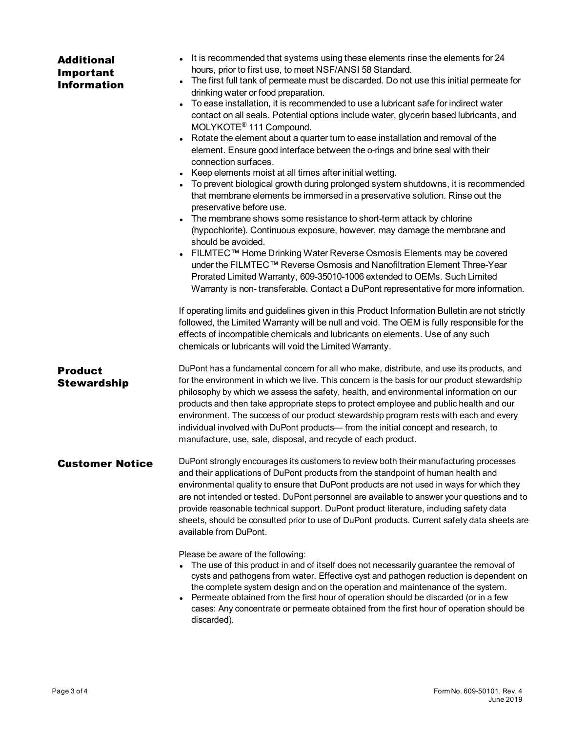## Additional Important Information

- It is recommended that systems using these elements rinse the elements for 24 hours, prior to first use, to meet NSF/ANSI 58 Standard.
- The first full tank of permeate must be discarded. Do not use this initial permeate for drinking water or food preparation.
- To ease installation, it is recommended to use a lubricant safe for indirect water contact on all seals. Potential options include water, glycerin based lubricants, and MOLYKOTE® 111 Compound.
- Rotate the element about a quarter turn to ease installation and removal of the element. Ensure good interface between the o-rings and brine seal with their connection surfaces.
- Keep elements moist at all times after initial wetting.
- To prevent biological growth during prolonged system shutdowns, it is recommended that membrane elements be immersed in a preservative solution. Rinse out the preservative before use.
- The membrane shows some resistance to short-term attack by chlorine (hypochlorite). Continuous exposure, however, may damage the membrane and should be avoided.
- FILMTEC™ Home Drinking Water Reverse Osmosis Elements may be covered under the FILMTEC™ Reverse Osmosis and Nanofiltration Element Three-Year Prorated Limited Warranty, 609-35010-1006 extended to OEMs. Such Limited Warranty is non- transferable. Contact a DuPont representative for more information.

If operating limits and guidelines given in this Product Information Bulletin are not strictly followed, the Limited Warranty will be null and void. The OEM is fully responsible for the effects of incompatible chemicals and lubricants on elements. Use of any such chemicals or lubricants will void the Limited Warranty.

## Product Stewardship

DuPont has a fundamental concern for all who make, distribute, and use its products, and for the environment in which we live. This concern is the basis for our product stewardship philosophy by which we assess the safety, health, and environmental information on our products and then take appropriate steps to protect employee and public health and our environment. The success of our product stewardship program rests with each and every individual involved with DuPont products— from the initial concept and research, to manufacture, use, sale, disposal, and recycle of each product.

## Customer Notice

DuPont strongly encourages its customers to review both their manufacturing processes and their applications of DuPont products from the standpoint of human health and environmental quality to ensure that DuPont products are not used in ways for which they are not intended or tested. DuPont personnel are available to answer your questions and to provide reasonable technical support. DuPont product literature, including safety data sheets, should be consulted prior to use of DuPont products. Current safety data sheets are available from DuPont.

Please be aware of the following:

- The use of this product in and of itself does not necessarily guarantee the removal of cysts and pathogens from water. Effective cyst and pathogen reduction is dependent on the complete system design and on the operation and maintenance of the system.
- Permeate obtained from the first hour of operation should be discarded (or in a few cases: Any concentrate or permeate obtained from the first hour of operation should be discarded).

Form No. 609-50101, Rev. 4
June 2019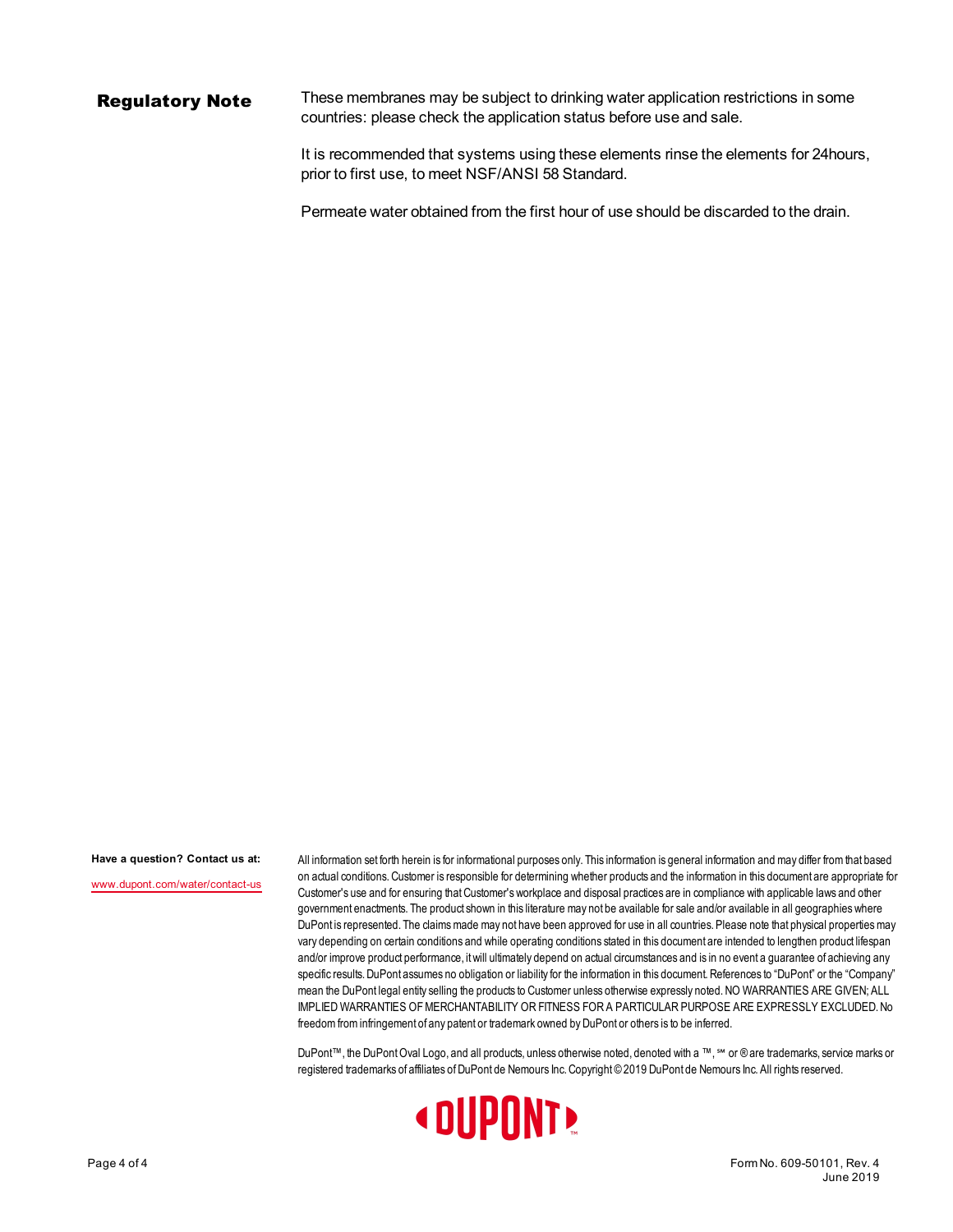## Regulatory Note

These membranes may be subject to drinking water application restrictions in some countries: please check the application status before use and sale.

It is recommended that systems using these elements rinse the elements for 24hours, prior to first use, to meet NSF/ANSI 58 Standard.

Permeate water obtained from the first hour of use should be discarded to the drain.

**Have a question? Contact us at:**

www.dupont.com/water/contact-us

All information set forth herein is for informational purposes only. This information is general information and may differ from that based on actual conditions. Customer is responsible for determining whether products and the information in this document are appropriate for Customer's use and for ensuring that Customer's workplace and disposal practices are in compliance with applicable laws and other government enactments. The product shown in this literature may not be available for sale and/or available in all geographies where DuPont is represented. The claims made may not have been approved for use in all countries. Please note that physical properties may vary depending on certain conditions and while operating conditions stated in this document are intended to lengthen product lifespan and/or improve product performance, it will ultimately depend on actual circumstances and is in no event a guarantee of achieving any specific results. DuPont assumes no obligation or liability for the information in this document. References to "DuPont" or the "Company" mean the DuPont legal entity selling the products to Customer unless otherwise expressly noted. NO WARRANTIES ARE GIVEN; ALL IMPLIED WARRANTIES OF MERCHANTABILITY OR FITNESS FOR A PARTICULAR PURPOSE ARE EXPRESSLY EXCLUDED. No freedom from infringement of any patent or trademark owned by DuPont or others is to be inferred.

DuPont™, the DuPont Oval Logo, and all products, unless otherwise noted, denoted with a ™, ℠ or ® are trademarks, service marks or registered trademarks of affiliates of DuPont de Nemours Inc. Copyright © 2019 DuPont de Nemours Inc. All rights reserved.

Form No. 609-50101, Rev. 4
June 2019